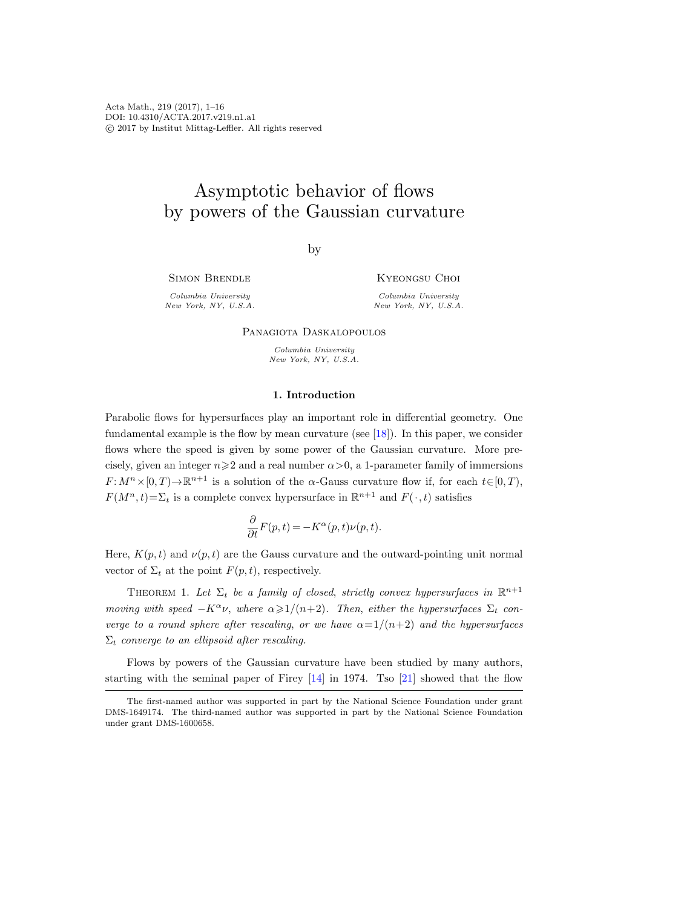# Asymptotic behavior of flows by powers of the Gaussian curvature

by

Simon Brendle

*Columbia University*
*New York, NY, U.S.A.*

Kyeongsu Choi

*Columbia University*
*New York, NY, U.S.A.*

Panagiota Daskalopoulos

*Columbia University*
*New York, NY, U.S.A.*

## 1. Introduction

Parabolic flows for hypersurfaces play an important role in differential geometry. One fundamental example is the flow by mean curvature (see [18]). In this paper, we consider flows where the speed is given by some power of the Gaussian curvature. More precisely, given an integer $n\geqslant 2$ and a real number $\alpha>0$, a 1-parameter family of immersions $F: M^n\times[0,T)\to\mathbb{R}^{n+1}$ is a solution of the $\alpha$-Gauss curvature flow if, for each $t\in[0,T)$, $F(M^n,t)=\Sigma_t$ is a complete convex hypersurface in $\mathbb{R}^{n+1}$ and $F(\,\cdot\,,t)$ satisfies

$$\frac{\partial}{\partial t}F(p,t)=-K^\alpha(p,t)\nu(p,t).$$

Here, $K(p,t)$ and $\nu(p,t)$ are the Gauss curvature and the outward-pointing unit normal vector of $\Sigma_t$ at the point $F(p,t)$, respectively.

Theorem 1. *Let $\Sigma_t$ be a family of closed, strictly convex hypersurfaces in $\mathbb{R}^{n+1}$ moving with speed $-K^\alpha\nu$, where $\alpha\geqslant 1/(n+2)$. Then, either the hypersurfaces $\Sigma_t$ converge to a round sphere after rescaling, or we have $\alpha=1/(n+2)$ and the hypersurfaces $\Sigma_t$ converge to an ellipsoid after rescaling.*

Flows by powers of the Gaussian curvature have been studied by many authors, starting with the seminal paper of Firey [14] in 1974. Tso [21] showed that the flow

The first-named author was supported in part by the National Science Foundation under grant DMS-1649174. The third-named author was supported in part by the National Science Foundation under grant DMS-1600658.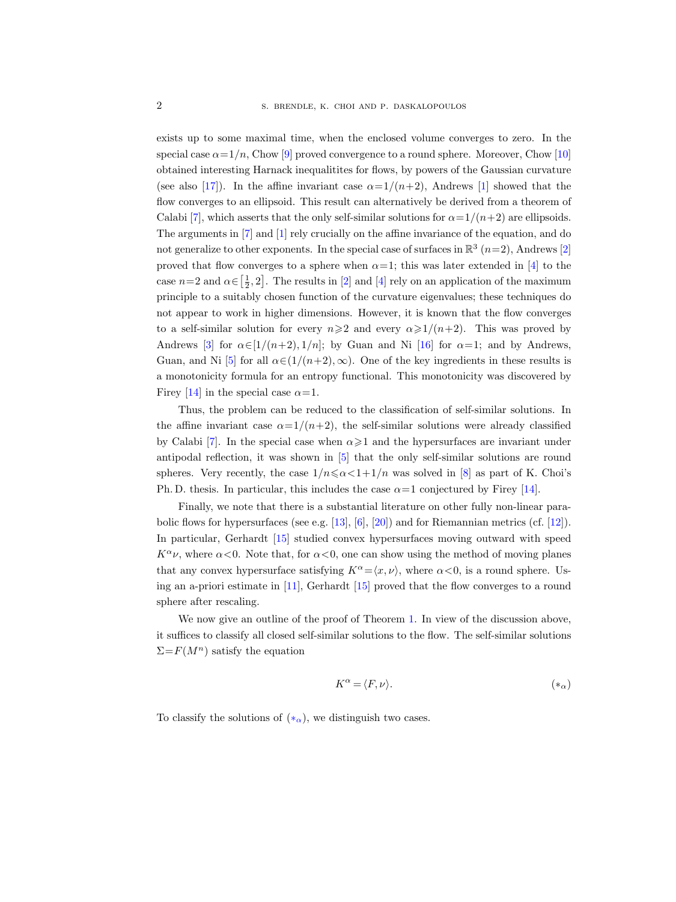exists up to some maximal time, when the enclosed volume converges to zero. In the special case $\alpha=1/n$, Chow [9] proved convergence to a round sphere. Moreover, Chow [10] obtained interesting Harnack inequalitites for flows, by powers of the Gaussian curvature (see also [17]). In the affine invariant case $\alpha=1/(n+2)$, Andrews [1] showed that the flow converges to an ellipsoid. This result can alternatively be derived from a theorem of Calabi [7], which asserts that the only self-similar solutions for $\alpha=1/(n+2)$ are ellipsoids. The arguments in [7] and [1] rely crucially on the affine invariance of the equation, and do not generalize to other exponents. In the special case of surfaces in $\mathbb{R}^3$ ($n=2$), Andrews [2] proved that flow converges to a sphere when $\alpha=1$; this was later extended in [4] to the case $n=2$ and $\alpha\in\left[\frac{1}{2},2\right]$. The results in [2] and [4] rely on an application of the maximum principle to a suitably chosen function of the curvature eigenvalues; these techniques do not appear to work in higher dimensions. However, it is known that the flow converges to a self-similar solution for every $n\geqslant 2$ and every $\alpha\geqslant 1/(n+2)$. This was proved by Andrews [3] for $\alpha\in[1/(n+2),1/n]$; by Guan and Ni [16] for $\alpha=1$; and by Andrews, Guan, and Ni [5] for all $\alpha\in(1/(n+2),\infty)$. One of the key ingredients in these results is a monotonicity formula for an entropy functional. This monotonicity was discovered by Firey [14] in the special case $\alpha=1$.

Thus, the problem can be reduced to the classification of self-similar solutions. In the affine invariant case $\alpha=1/(n+2)$, the self-similar solutions were already classified by Calabi [7]. In the special case when $\alpha\geqslant 1$ and the hypersurfaces are invariant under antipodal reflection, it was shown in [5] that the only self-similar solutions are round spheres. Very recently, the case $1/n\leqslant\alpha<1+1/n$ was solved in [8] as part of K. Choi's Ph. D. thesis. In particular, this includes the case $\alpha=1$ conjectured by Firey [14].

Finally, we note that there is a substantial literature on other fully non-linear parabolic flows for hypersurfaces (see e.g. [13], [6], [20]) and for Riemannian metrics (cf. [12]). In particular, Gerhardt [15] studied convex hypersurfaces moving outward with speed $K^\alpha\nu$, where $\alpha<0$. Note that, for $\alpha<0$, one can show using the method of moving planes that any convex hypersurface satisfying $K^\alpha=\langle x,\nu\rangle$, where $\alpha<0$, is a round sphere. Using an a-priori estimate in [11], Gerhardt [15] proved that the flow converges to a round sphere after rescaling.

We now give an outline of the proof of Theorem 1. In view of the discussion above, it suffices to classify all closed self-similar solutions to the flow. The self-similar solutions $\Sigma=F(M^n)$ satisfy the equation

$$K^\alpha=\langle F,\nu\rangle. \tag{$*_\alpha$}$$

To classify the solutions of ($*_\alpha$), we distinguish two cases.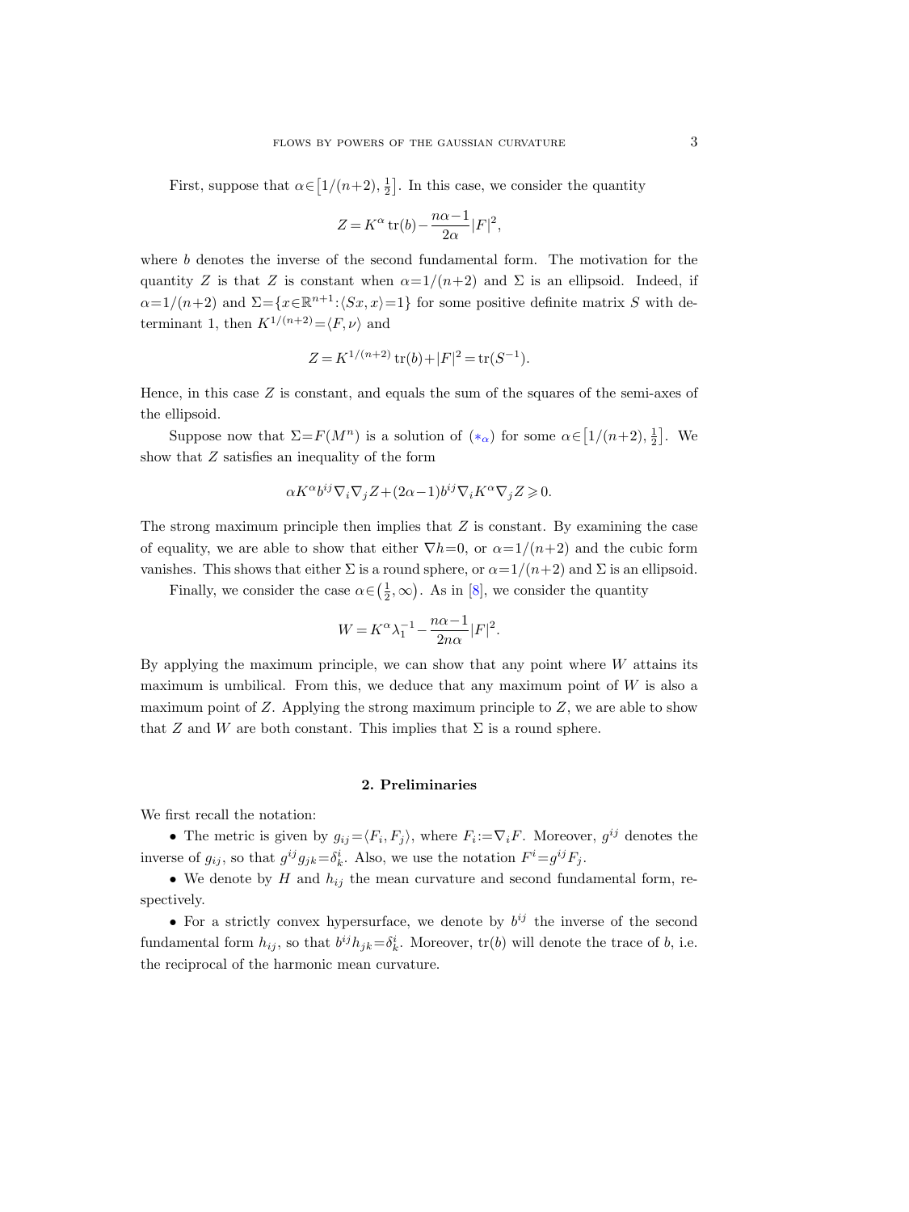First, suppose that $\alpha \in \left[1/(n+2), \frac{1}{2}\right]$. In this case, we consider the quantity

$$Z = K^\alpha \operatorname{tr}(b) - \frac{n\alpha - 1}{2\alpha} |F|^2,$$

where $b$ denotes the inverse of the second fundamental form. The motivation for the quantity $Z$ is that $Z$ is constant when $\alpha = 1/(n+2)$ and $\Sigma$ is an ellipsoid. Indeed, if $\alpha = 1/(n+2)$ and $\Sigma = \{x \in \mathbb{R}^{n+1} : \langle Sx, x \rangle = 1\}$ for some positive definite matrix $S$ with determinant 1, then $K^{1/(n+2)} = \langle F, \nu \rangle$ and

$$Z = K^{1/(n+2)} \operatorname{tr}(b) + |F|^2 = \operatorname{tr}(S^{-1}).$$

Hence, in this case $Z$ is constant, and equals the sum of the squares of the semi-axes of the ellipsoid.

Suppose now that $\Sigma = F(M^n)$ is a solution of ($*_\alpha$) for some $\alpha \in \left[1/(n+2), \frac{1}{2}\right]$. We show that $Z$ satisfies an inequality of the form

$$\alpha K^\alpha b^{ij} \nabla_i \nabla_j Z + (2\alpha - 1) b^{ij} \nabla_i K^\alpha \nabla_j Z \geqslant 0.$$

The strong maximum principle then implies that $Z$ is constant. By examining the case of equality, we are able to show that either $\nabla h = 0$, or $\alpha = 1/(n+2)$ and the cubic form vanishes. This shows that either $\Sigma$ is a round sphere, or $\alpha = 1/(n+2)$ and $\Sigma$ is an ellipsoid.

Finally, we consider the case $\alpha \in \left(\frac{1}{2}, \infty\right)$. As in [8], we consider the quantity

$$W = K^\alpha \lambda_1^{-1} - \frac{n\alpha - 1}{2n\alpha} |F|^2.$$

By applying the maximum principle, we can show that any point where $W$ attains its maximum is umbilical. From this, we deduce that any maximum point of $W$ is also a maximum point of $Z$. Applying the strong maximum principle to $Z$, we are able to show that $Z$ and $W$ are both constant. This implies that $\Sigma$ is a round sphere.

## 2. Preliminaries

We first recall the notation:

- The metric is given by $g_{ij} = \langle F_i, F_j \rangle$, where $F_i := \nabla_i F$. Moreover, $g^{ij}$ denotes the inverse of $g_{ij}$, so that $g^{ij} g_{jk} = \delta^i_k$. Also, we use the notation $F^i = g^{ij} F_j$.
- We denote by $H$ and $h_{ij}$ the mean curvature and second fundamental form, respectively.
- For a strictly convex hypersurface, we denote by $b^{ij}$ the inverse of the second fundamental form $h_{ij}$, so that $b^{ij} h_{jk} = \delta^i_k$. Moreover, $\operatorname{tr}(b)$ will denote the trace of $b$, i.e. the reciprocal of the harmonic mean curvature.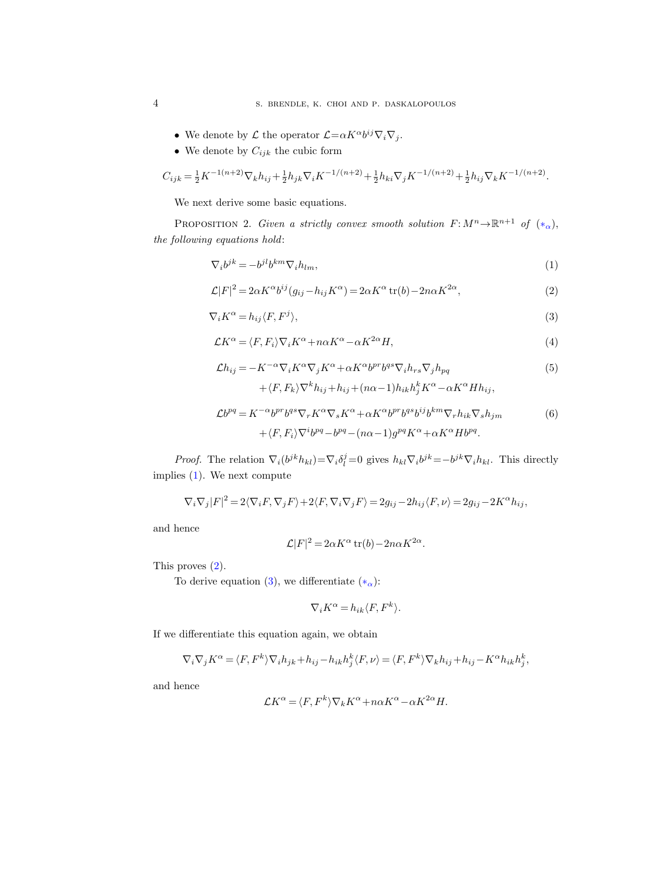- We denote by $\mathcal{L}$ the operator $\mathcal{L} = \alpha K^\alpha b^{ij} \nabla_i \nabla_j$.
- We denote by $C_{ijk}$ the cubic form

$$C_{ijk} = \tfrac{1}{2} K^{-1(n+2)} \nabla_k h_{ij} + \tfrac{1}{2} h_{jk} \nabla_i K^{-1/(n+2)} + \tfrac{1}{2} h_{ki} \nabla_j K^{-1/(n+2)} + \tfrac{1}{2} h_{ij} \nabla_k K^{-1/(n+2)}.$$

We next derive some basic equations.

Proposition 2. *Given a strictly convex smooth solution $F: M^n \to \mathbb{R}^{n+1}$ of $(*_\alpha)$, the following equations hold*:

$$\nabla_i b^{jk} = -b^{jl} b^{km} \nabla_i h_{lm}, \tag{1}$$

$$\mathcal{L}|F|^2 = 2\alpha K^\alpha b^{ij} (g_{ij} - h_{ij} K^\alpha) = 2\alpha K^\alpha \operatorname{tr}(b) - 2n\alpha K^{2\alpha}, \tag{2}$$

$$\nabla_i K^\alpha = h_{ij} \langle F, F^j \rangle, \tag{3}$$

$$\mathcal{L} K^\alpha = \langle F, F_i \rangle \nabla_i K^\alpha + n\alpha K^\alpha - \alpha K^{2\alpha} H, \tag{4}$$

$$\begin{aligned} \mathcal{L} h_{ij} = {} & -K^{-\alpha} \nabla_i K^\alpha \nabla_j K^\alpha + \alpha K^\alpha b^{pr} b^{qs} \nabla_i h_{rs} \nabla_j h_{pq} \\ & + \langle F, F_k \rangle \nabla^k h_{ij} + h_{ij} + (n\alpha - 1) h_{ik} h_j^k K^\alpha - \alpha K^\alpha H h_{ij}, \end{aligned} \tag{5}$$

$$\begin{aligned} \mathcal{L} b^{pq} = {} & K^{-\alpha} b^{pr} b^{qs} \nabla_r K^\alpha \nabla_s K^\alpha + \alpha K^\alpha b^{pr} b^{qs} b^{ij} b^{km} \nabla_r h_{ik} \nabla_s h_{jm} \\ & + \langle F, F_i \rangle \nabla^i b^{pq} - b^{pq} - (n\alpha - 1) g^{pq} K^\alpha + \alpha K^\alpha H b^{pq}. \end{aligned} \tag{6}$$

*Proof.* The relation $\nabla_i (b^{jk} h_{kl}) = \nabla_i \delta_l^j = 0$ gives $h_{kl} \nabla_i b^{jk} = -b^{jk} \nabla_i h_{kl}$. This directly implies (1). We next compute

$$\nabla_i \nabla_j |F|^2 = 2\langle \nabla_i F, \nabla_j F \rangle + 2\langle F, \nabla_i \nabla_j F \rangle = 2g_{ij} - 2h_{ij} \langle F, \nu \rangle = 2g_{ij} - 2K^\alpha h_{ij},$$

and hence

$$\mathcal{L}|F|^2 = 2\alpha K^\alpha \operatorname{tr}(b) - 2n\alpha K^{2\alpha}.$$

This proves (2).

To derive equation (3), we differentiate $(*_\alpha)$:

$$\nabla_i K^\alpha = h_{ik} \langle F, F^k \rangle.$$

If we differentiate this equation again, we obtain

$$\nabla_i \nabla_j K^\alpha = \langle F, F^k \rangle \nabla_i h_{jk} + h_{ij} - h_{ik} h_j^k \langle F, \nu \rangle = \langle F, F^k \rangle \nabla_k h_{ij} + h_{ij} - K^\alpha h_{ik} h_j^k,$$

and hence

$$\mathcal{L} K^\alpha = \langle F, F^k \rangle \nabla_k K^\alpha + n\alpha K^\alpha - \alpha K^{2\alpha} H.$$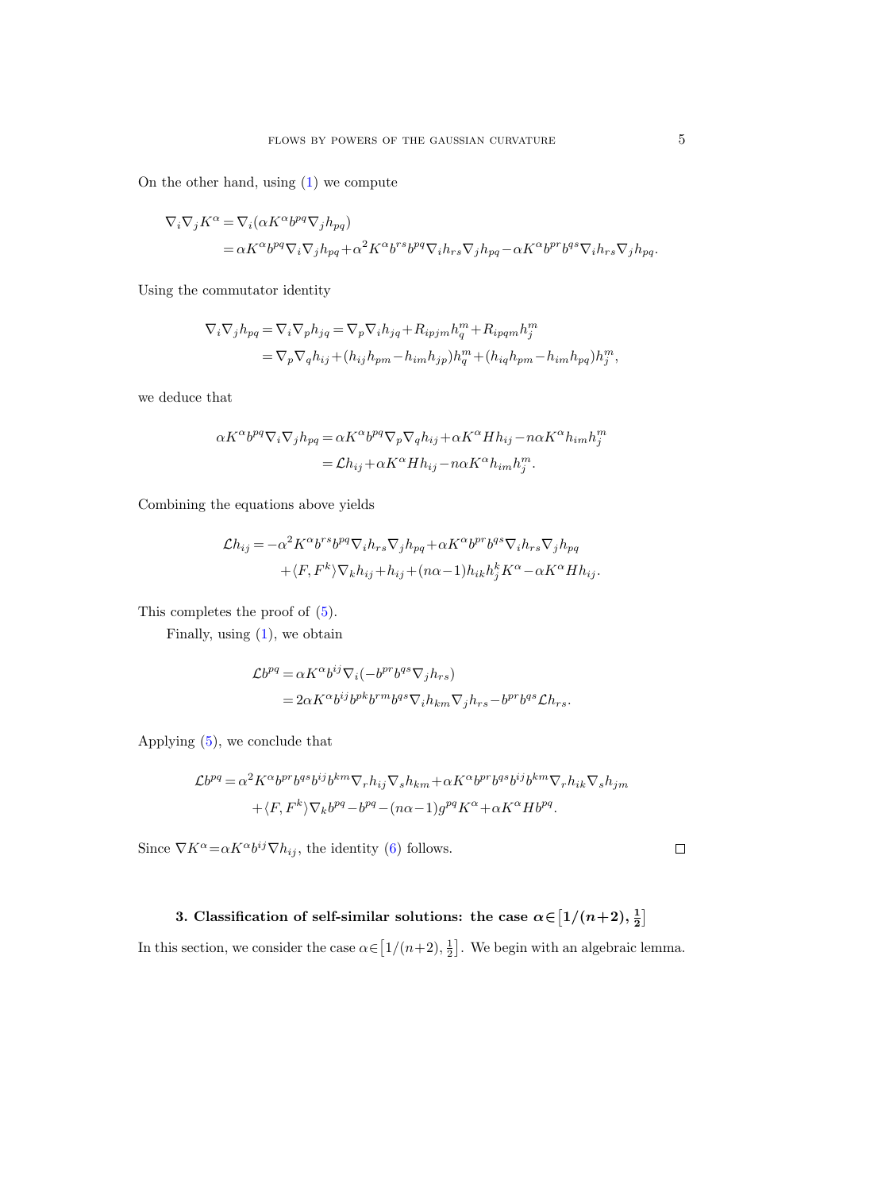On the other hand, using (1) we compute

$$
\begin{aligned}
\nabla_i \nabla_j K^\alpha &= \nabla_i (\alpha K^\alpha b^{pq} \nabla_j h_{pq}) \\
&= \alpha K^\alpha b^{pq} \nabla_i \nabla_j h_{pq} + \alpha^2 K^\alpha b^{rs} b^{pq} \nabla_i h_{rs} \nabla_j h_{pq} - \alpha K^\alpha b^{pr} b^{qs} \nabla_i h_{rs} \nabla_j h_{pq}.
\end{aligned}
$$

Using the commutator identity

$$
\begin{aligned}
\nabla_i \nabla_j h_{pq} &= \nabla_i \nabla_p h_{jq} = \nabla_p \nabla_i h_{jq} + R_{ipjm} h_q^m + R_{ipqm} h_j^m \\
&= \nabla_p \nabla_q h_{ij} + (h_{ij} h_{pm} - h_{im} h_{jp}) h_q^m + (h_{iq} h_{pm} - h_{im} h_{pq}) h_j^m,
\end{aligned}
$$

we deduce that

$$
\begin{aligned}
\alpha K^\alpha b^{pq} \nabla_i \nabla_j h_{pq} &= \alpha K^\alpha b^{pq} \nabla_p \nabla_q h_{ij} + \alpha K^\alpha H h_{ij} - n\alpha K^\alpha h_{im} h_j^m \\
&= \mathcal{L} h_{ij} + \alpha K^\alpha H h_{ij} - n\alpha K^\alpha h_{im} h_j^m.
\end{aligned}
$$

Combining the equations above yields

$$
\begin{aligned}
\mathcal{L} h_{ij} &= -\alpha^2 K^\alpha b^{rs} b^{pq} \nabla_i h_{rs} \nabla_j h_{pq} + \alpha K^\alpha b^{pr} b^{qs} \nabla_i h_{rs} \nabla_j h_{pq} \\
&\quad + \langle F, F^k \rangle \nabla_k h_{ij} + h_{ij} + (n\alpha - 1) h_{ik} h_j^k K^\alpha - \alpha K^\alpha H h_{ij}.
\end{aligned}
$$

This completes the proof of (5).

Finally, using (1), we obtain

$$
\begin{aligned}
\mathcal{L} b^{pq} &= \alpha K^\alpha b^{ij} \nabla_i (-b^{pr} b^{qs} \nabla_j h_{rs}) \\
&= 2\alpha K^\alpha b^{ij} b^{pk} b^{rm} b^{qs} \nabla_i h_{km} \nabla_j h_{rs} - b^{pr} b^{qs} \mathcal{L} h_{rs}.
\end{aligned}
$$

Applying (5), we conclude that

$$
\begin{aligned}
\mathcal{L} b^{pq} &= \alpha^2 K^\alpha b^{pr} b^{qs} b^{ij} b^{km} \nabla_r h_{ij} \nabla_s h_{km} + \alpha K^\alpha b^{pr} b^{qs} b^{ij} b^{km} \nabla_r h_{ik} \nabla_s h_{jm} \\
&\quad + \langle F, F^k \rangle \nabla_k b^{pq} - b^{pq} - (n\alpha - 1) g^{pq} K^\alpha + \alpha K^\alpha H b^{pq}.
\end{aligned}
$$

Since $\nabla K^\alpha = \alpha K^\alpha b^{ij} \nabla h_{ij}$, the identity (6) follows. ∎

## 3. Classification of self-similar solutions: the case $\alpha \in \left[1/(n+2), \frac{1}{2}\right]$

In this section, we consider the case $\alpha \in \left[1/(n+2), \frac{1}{2}\right]$. We begin with an algebraic lemma.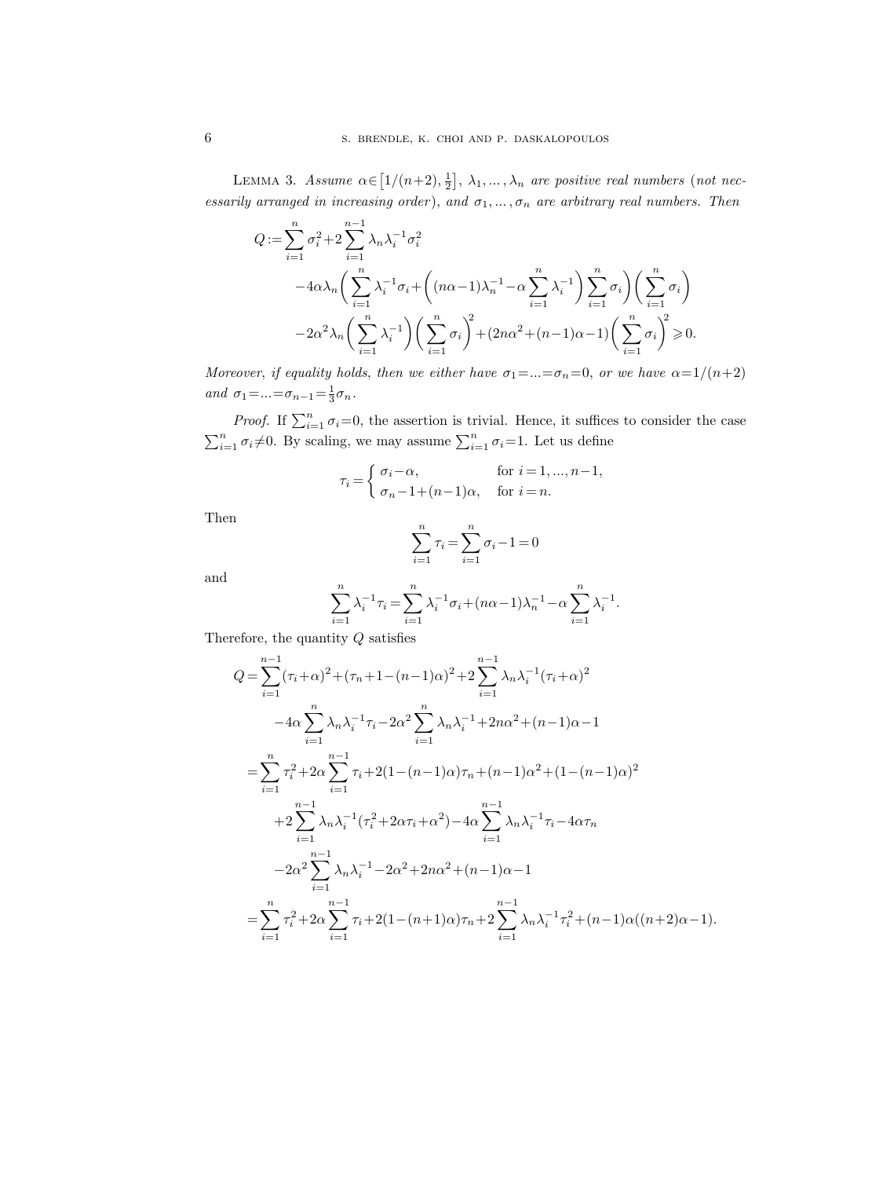**Lemma 3.** *Assume* $\alpha\in\left[1/(n+2),\frac{1}{2}\right]$, $\lambda_1,\dots,\lambda_n$ *are positive real numbers (not necessarily arranged in increasing order), and* $\sigma_1,\dots,\sigma_n$ *are arbitrary real numbers. Then*

$$
\begin{aligned}
Q:=&\sum_{i=1}^n\sigma_i^2+2\sum_{i=1}^{n-1}\lambda_n\lambda_i^{-1}\sigma_i^2\\
&-4\alpha\lambda_n\biggl(\sum_{i=1}^n\lambda_i^{-1}\sigma_i+\biggl((n\alpha-1)\lambda_n^{-1}-\alpha\sum_{i=1}^n\lambda_i^{-1}\biggr)\sum_{i=1}^n\sigma_i\biggr)\biggl(\sum_{i=1}^n\sigma_i\biggr)\\
&-2\alpha^2\lambda_n\biggl(\sum_{i=1}^n\lambda_i^{-1}\biggr)\biggl(\sum_{i=1}^n\sigma_i\biggr)^2+(2n\alpha^2+(n-1)\alpha-1)\biggl(\sum_{i=1}^n\sigma_i\biggr)^2\geqslant 0.
\end{aligned}
$$

*Moreover, if equality holds, then we either have* $\sigma_1=\dots=\sigma_n=0$, *or we have* $\alpha=1/(n+2)$ *and* $\sigma_1=\dots=\sigma_{n-1}=\frac{1}{3}\sigma_n$.

*Proof.* If $\sum_{i=1}^n\sigma_i=0$, the assertion is trivial. Hence, it suffices to consider the case $\sum_{i=1}^n\sigma_i\neq 0$. By scaling, we may assume $\sum_{i=1}^n\sigma_i=1$. Let us define

$$
\tau_i=\begin{cases}\sigma_i-\alpha, & \text{for } i=1,\dots,n-1,\\ \sigma_n-1+(n-1)\alpha, & \text{for } i=n.\end{cases}
$$

Then

$$
\sum_{i=1}^n\tau_i=\sum_{i=1}^n\sigma_i-1=0
$$

and

$$
\sum_{i=1}^n\lambda_i^{-1}\tau_i=\sum_{i=1}^n\lambda_i^{-1}\sigma_i+(n\alpha-1)\lambda_n^{-1}-\alpha\sum_{i=1}^n\lambda_i^{-1}.
$$

Therefore, the quantity $Q$ satisfies

$$
\begin{aligned}
Q=&\sum_{i=1}^{n-1}(\tau_i+\alpha)^2+(\tau_n+1-(n-1)\alpha)^2+2\sum_{i=1}^{n-1}\lambda_n\lambda_i^{-1}(\tau_i+\alpha)^2\\
&-4\alpha\sum_{i=1}^n\lambda_n\lambda_i^{-1}\tau_i-2\alpha^2\sum_{i=1}^n\lambda_n\lambda_i^{-1}+2n\alpha^2+(n-1)\alpha-1\\
=&\sum_{i=1}^n\tau_i^2+2\alpha\sum_{i=1}^{n-1}\tau_i+2(1-(n-1)\alpha)\tau_n+(n-1)\alpha^2+(1-(n-1)\alpha)^2\\
&+2\sum_{i=1}^{n-1}\lambda_n\lambda_i^{-1}(\tau_i^2+2\alpha\tau_i+\alpha^2)-4\alpha\sum_{i=1}^{n-1}\lambda_n\lambda_i^{-1}\tau_i-4\alpha\tau_n\\
&-2\alpha^2\sum_{i=1}^{n-1}\lambda_n\lambda_i^{-1}-2\alpha^2+2n\alpha^2+(n-1)\alpha-1\\
=&\sum_{i=1}^n\tau_i^2+2\alpha\sum_{i=1}^{n-1}\tau_i+2(1-(n+1)\alpha)\tau_n+2\sum_{i=1}^{n-1}\lambda_n\lambda_i^{-1}\tau_i^2+(n-1)\alpha((n+2)\alpha-1).
\end{aligned}
$$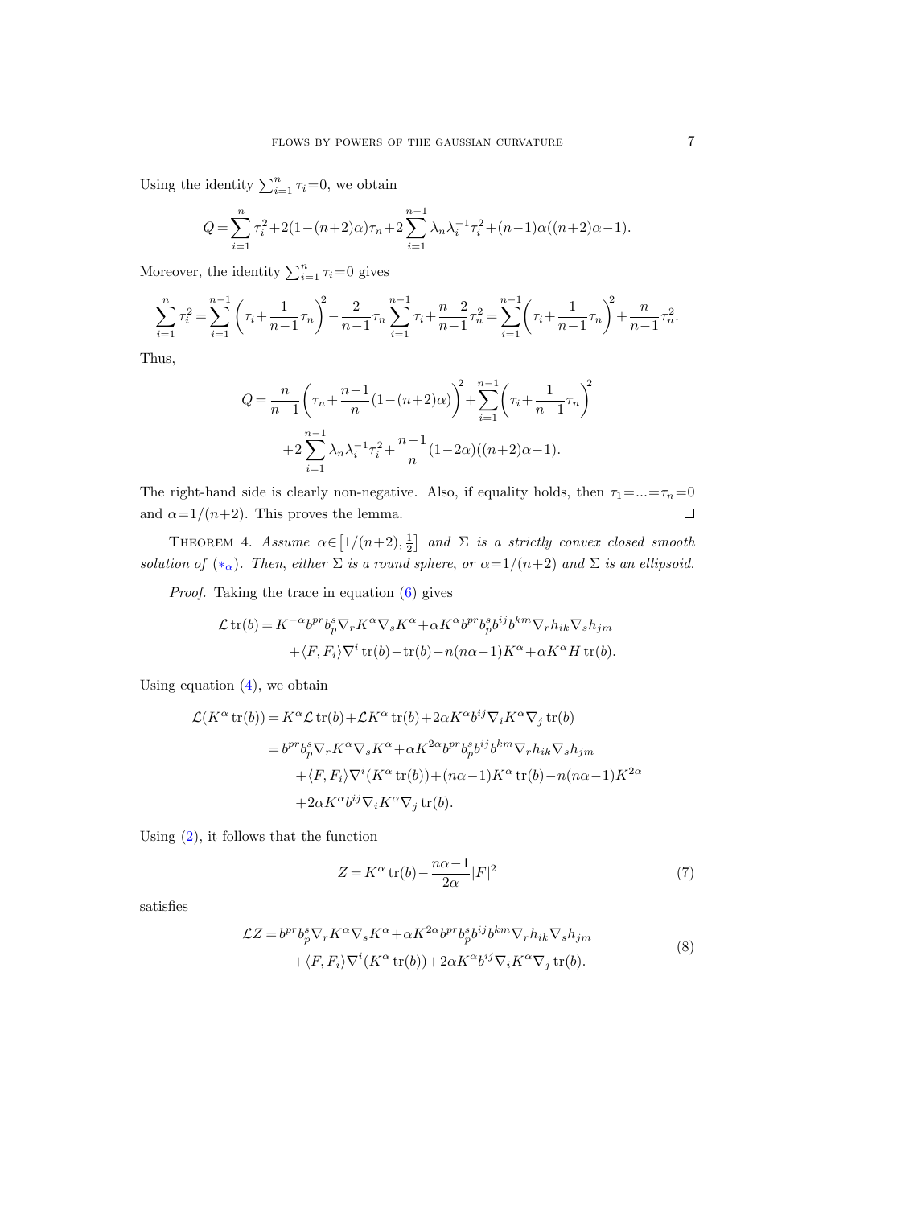Using the identity $\sum_{i=1}^n \tau_i = 0$, we obtain

$$Q = \sum_{i=1}^{n} \tau_i^2 + 2(1-(n+2)\alpha)\tau_n + 2\sum_{i=1}^{n-1} \lambda_n \lambda_i^{-1} \tau_i^2 + (n-1)\alpha((n+2)\alpha - 1).$$

Moreover, the identity $\sum_{i=1}^n \tau_i = 0$ gives

$$\sum_{i=1}^{n} \tau_i^2 = \sum_{i=1}^{n-1} \left(\tau_i + \frac{1}{n-1}\tau_n\right)^2 - \frac{2}{n-1}\tau_n \sum_{i=1}^{n-1} \tau_i + \frac{n-2}{n-1}\tau_n^2 = \sum_{i=1}^{n-1}\left(\tau_i + \frac{1}{n-1}\tau_n\right)^2 + \frac{n}{n-1}\tau_n^2.$$

Thus,

$$\begin{aligned} Q = \frac{n}{n-1}\left(\tau_n + \frac{n-1}{n}(1-(n+2)\alpha)\right)^2 + \sum_{i=1}^{n-1}\left(\tau_i + \frac{1}{n-1}\tau_n\right)^2 \\ + 2\sum_{i=1}^{n-1} \lambda_n \lambda_i^{-1} \tau_i^2 + \frac{n-1}{n}(1-2\alpha)((n+2)\alpha - 1). \end{aligned}$$

The right-hand side is clearly non-negative. Also, if equality holds, then $\tau_1 = \ldots = \tau_n = 0$ and $\alpha = 1/(n+2)$. This proves the lemma. ∎

THEOREM 4. *Assume* $\alpha \in \left[1/(n+2), \frac{1}{2}\right]$ *and* $\Sigma$ *is a strictly convex closed smooth solution of* ($*_\alpha$). *Then, either* $\Sigma$ *is a round sphere, or* $\alpha = 1/(n+2)$ *and* $\Sigma$ *is an ellipsoid.*

*Proof.* Taking the trace in equation (6) gives

$$\begin{aligned} \mathcal{L}\,\mathrm{tr}(b) &= K^{-\alpha} b^{pr} b^s_p \nabla_r K^\alpha \nabla_s K^\alpha + \alpha K^\alpha b^{pr} b^s_p b^{ij} b^{km} \nabla_r h_{ik} \nabla_s h_{jm} \\ &\quad + \langle F, F_i \rangle \nabla^i \,\mathrm{tr}(b) - \mathrm{tr}(b) - n(n\alpha - 1)K^\alpha + \alpha K^\alpha H \,\mathrm{tr}(b). \end{aligned}$$

Using equation (4), we obtain

$$\begin{aligned} \mathcal{L}(K^\alpha \,\mathrm{tr}(b)) &= K^\alpha \mathcal{L}\,\mathrm{tr}(b) + \mathcal{L} K^\alpha \,\mathrm{tr}(b) + 2\alpha K^\alpha b^{ij} \nabla_i K^\alpha \nabla_j \,\mathrm{tr}(b) \\ &= b^{pr} b^s_p \nabla_r K^\alpha \nabla_s K^\alpha + \alpha K^{2\alpha} b^{pr} b^s_p b^{ij} b^{km} \nabla_r h_{ik} \nabla_s h_{jm} \\ &\quad + \langle F, F_i \rangle \nabla^i (K^\alpha \,\mathrm{tr}(b)) + (n\alpha - 1) K^\alpha \,\mathrm{tr}(b) - n(n\alpha - 1) K^{2\alpha} \\ &\quad + 2\alpha K^\alpha b^{ij} \nabla_i K^\alpha \nabla_j \,\mathrm{tr}(b). \end{aligned}$$

Using (2), it follows that the function

$$Z = K^\alpha \,\mathrm{tr}(b) - \frac{n\alpha - 1}{2\alpha} |F|^2 \tag{7}$$

satisfies

$$\begin{aligned} \mathcal{L} Z &= b^{pr} b^s_p \nabla_r K^\alpha \nabla_s K^\alpha + \alpha K^{2\alpha} b^{pr} b^s_p b^{ij} b^{km} \nabla_r h_{ik} \nabla_s h_{jm} \\ &\quad + \langle F, F_i \rangle \nabla^i (K^\alpha \,\mathrm{tr}(b)) + 2\alpha K^\alpha b^{ij} \nabla_i K^\alpha \nabla_j \,\mathrm{tr}(b). \end{aligned} \tag{8}$$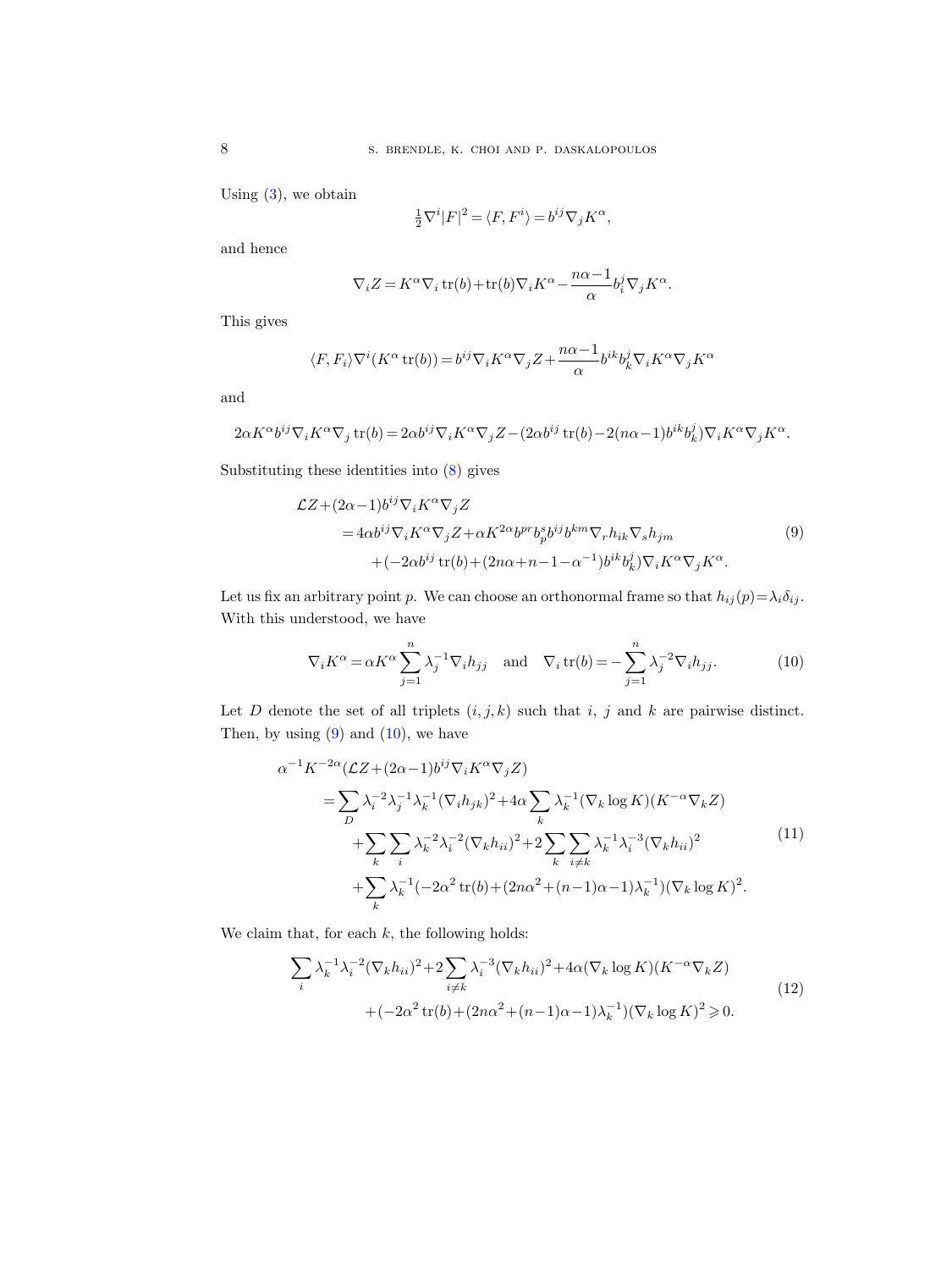Using (3), we obtain

$$\tfrac{1}{2}\nabla^i |F|^2 = \langle F, F^i\rangle = b^{ij}\nabla_j K^\alpha,$$

and hence

$$\nabla_i Z = K^\alpha \nabla_i \operatorname{tr}(b) + \operatorname{tr}(b)\nabla_i K^\alpha - \frac{n\alpha-1}{\alpha} b_i^j \nabla_j K^\alpha.$$

This gives

$$\langle F, F_i\rangle \nabla^i (K^\alpha \operatorname{tr}(b)) = b^{ij}\nabla_i K^\alpha \nabla_j Z + \frac{n\alpha-1}{\alpha} b^{ik} b_k^j \nabla_i K^\alpha \nabla_j K^\alpha$$

and

$$2\alpha K^\alpha b^{ij}\nabla_i K^\alpha \nabla_j \operatorname{tr}(b) = 2\alpha b^{ij}\nabla_i K^\alpha \nabla_j Z - (2\alpha b^{ij}\operatorname{tr}(b) - 2(n\alpha-1) b^{ik} b_k^j)\nabla_i K^\alpha \nabla_j K^\alpha.$$

Substituting these identities into (8) gives

$$\begin{aligned}
&\mathcal{L}Z + (2\alpha-1) b^{ij}\nabla_i K^\alpha \nabla_j Z \\
&\quad = 4\alpha b^{ij}\nabla_i K^\alpha \nabla_j Z + \alpha K^{2\alpha} b^{pr} b_p^s b^{ij} b^{km} \nabla_r h_{ik} \nabla_s h_{jm} \\
&\qquad + (-2\alpha b^{ij}\operatorname{tr}(b) + (2n\alpha + n - 1 - \alpha^{-1}) b^{ik} b_k^j)\nabla_i K^\alpha \nabla_j K^\alpha.
\end{aligned} \tag{9}$$

Let us fix an arbitrary point $p$. We can choose an orthonormal frame so that $h_{ij}(p) = \lambda_i \delta_{ij}$. With this understood, we have

$$\nabla_i K^\alpha = \alpha K^\alpha \sum_{j=1}^n \lambda_j^{-1} \nabla_i h_{jj} \quad \text{and} \quad \nabla_i \operatorname{tr}(b) = -\sum_{j=1}^n \lambda_j^{-2} \nabla_i h_{jj}. \tag{10}$$

Let $D$ denote the set of all triplets $(i,j,k)$ such that $i$, $j$ and $k$ are pairwise distinct. Then, by using (9) and (10), we have

$$\begin{aligned}
&\alpha^{-1} K^{-2\alpha}(\mathcal{L}Z + (2\alpha-1) b^{ij}\nabla_i K^\alpha \nabla_j Z) \\
&\quad = \sum_D \lambda_i^{-2}\lambda_j^{-1}\lambda_k^{-1} (\nabla_i h_{jk})^2 + 4\alpha \sum_k \lambda_k^{-1} (\nabla_k \log K)(K^{-\alpha}\nabla_k Z) \\
&\qquad + \sum_k \sum_i \lambda_k^{-2}\lambda_i^{-2} (\nabla_k h_{ii})^2 + 2\sum_k \sum_{i\neq k} \lambda_k^{-1}\lambda_i^{-3} (\nabla_k h_{ii})^2 \\
&\qquad + \sum_k \lambda_k^{-1} (-2\alpha^2 \operatorname{tr}(b) + (2n\alpha^2 + (n-1)\alpha - 1)\lambda_k^{-1})(\nabla_k \log K)^2.
\end{aligned} \tag{11}$$

We claim that, for each $k$, the following holds:

$$\begin{aligned}
&\sum_i \lambda_k^{-1}\lambda_i^{-2} (\nabla_k h_{ii})^2 + 2\sum_{i\neq k} \lambda_i^{-3} (\nabla_k h_{ii})^2 + 4\alpha (\nabla_k \log K)(K^{-\alpha}\nabla_k Z) \\
&\qquad + (-2\alpha^2 \operatorname{tr}(b) + (2n\alpha^2 + (n-1)\alpha - 1)\lambda_k^{-1})(\nabla_k \log K)^2 \geqslant 0.
\end{aligned} \tag{12}$$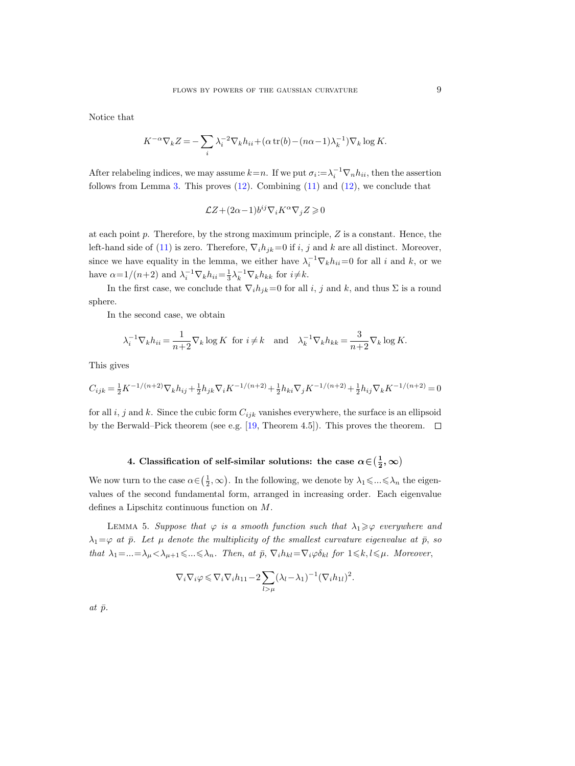Notice that

$$K^{-\alpha}\nabla_k Z = -\sum_i \lambda_i^{-2}\nabla_k h_{ii} + (\alpha\,\mathrm{tr}(b) - (n\alpha-1)\lambda_k^{-1})\nabla_k \log K.$$

After relabeling indices, we may assume $k=n$. If we put $\sigma_i := \lambda_i^{-1}\nabla_n h_{ii}$, then the assertion follows from Lemma 3. This proves (12). Combining (11) and (12), we conclude that

$$\mathcal{L}Z + (2\alpha-1)b^{ij}\nabla_i K^\alpha \nabla_j Z \geqslant 0$$

at each point $p$. Therefore, by the strong maximum principle, $Z$ is a constant. Hence, the left-hand side of (11) is zero. Therefore, $\nabla_i h_{jk}=0$ if $i$, $j$ and $k$ are all distinct. Moreover, since we have equality in the lemma, we either have $\lambda_i^{-1}\nabla_k h_{ii}=0$ for all $i$ and $k$, or we have $\alpha=1/(n+2)$ and $\lambda_i^{-1}\nabla_k h_{ii}=\frac{1}{3}\lambda_k^{-1}\nabla_k h_{kk}$ for $i\neq k$.

In the first case, we conclude that $\nabla_i h_{jk}=0$ for all $i$, $j$ and $k$, and thus $\Sigma$ is a round sphere.

In the second case, we obtain

$$\lambda_i^{-1}\nabla_k h_{ii} = \frac{1}{n+2}\nabla_k \log K \quad \text{for } i\neq k \quad \text{and} \quad \lambda_k^{-1}\nabla_k h_{kk} = \frac{3}{n+2}\nabla_k \log K.$$

This gives

$$C_{ijk} = \tfrac{1}{2}K^{-1/(n+2)}\nabla_k h_{ij} + \tfrac{1}{2}h_{jk}\nabla_i K^{-1/(n+2)} + \tfrac{1}{2}h_{ki}\nabla_j K^{-1/(n+2)} + \tfrac{1}{2}h_{ij}\nabla_k K^{-1/(n+2)} = 0$$

for all $i$, $j$ and $k$. Since the cubic form $C_{ijk}$ vanishes everywhere, the surface is an ellipsoid by the Berwald–Pick theorem (see e.g. [19, Theorem 4.5]). This proves the theorem. ∎

## 4. Classification of self-similar solutions: the case $\alpha\in\left(\frac{1}{2},\infty\right)$

We now turn to the case $\alpha\in\left(\frac{1}{2},\infty\right)$. In the following, we denote by $\lambda_1\leqslant\ldots\leqslant\lambda_n$ the eigenvalues of the second fundamental form, arranged in increasing order. Each eigenvalue defines a Lipschitz continuous function on $M$.

LEMMA 5. *Suppose that $\varphi$ is a smooth function such that $\lambda_1\geqslant\varphi$ everywhere and $\lambda_1=\varphi$ at $\bar{p}$. Let $\mu$ denote the multiplicity of the smallest curvature eigenvalue at $\bar{p}$, so that $\lambda_1=\ldots=\lambda_\mu<\lambda_{\mu+1}\leqslant\ldots\leqslant\lambda_n$. Then, at $\bar{p}$, $\nabla_i h_{kl}=\nabla_i\varphi\,\delta_{kl}$ for $1\leqslant k,l\leqslant\mu$. Moreover,*

$$\nabla_i\nabla_i\varphi \leqslant \nabla_i\nabla_i h_{11} - 2\sum_{l>\mu}(\lambda_l-\lambda_1)^{-1}(\nabla_i h_{1l})^2.$$

*at $\bar{p}$.*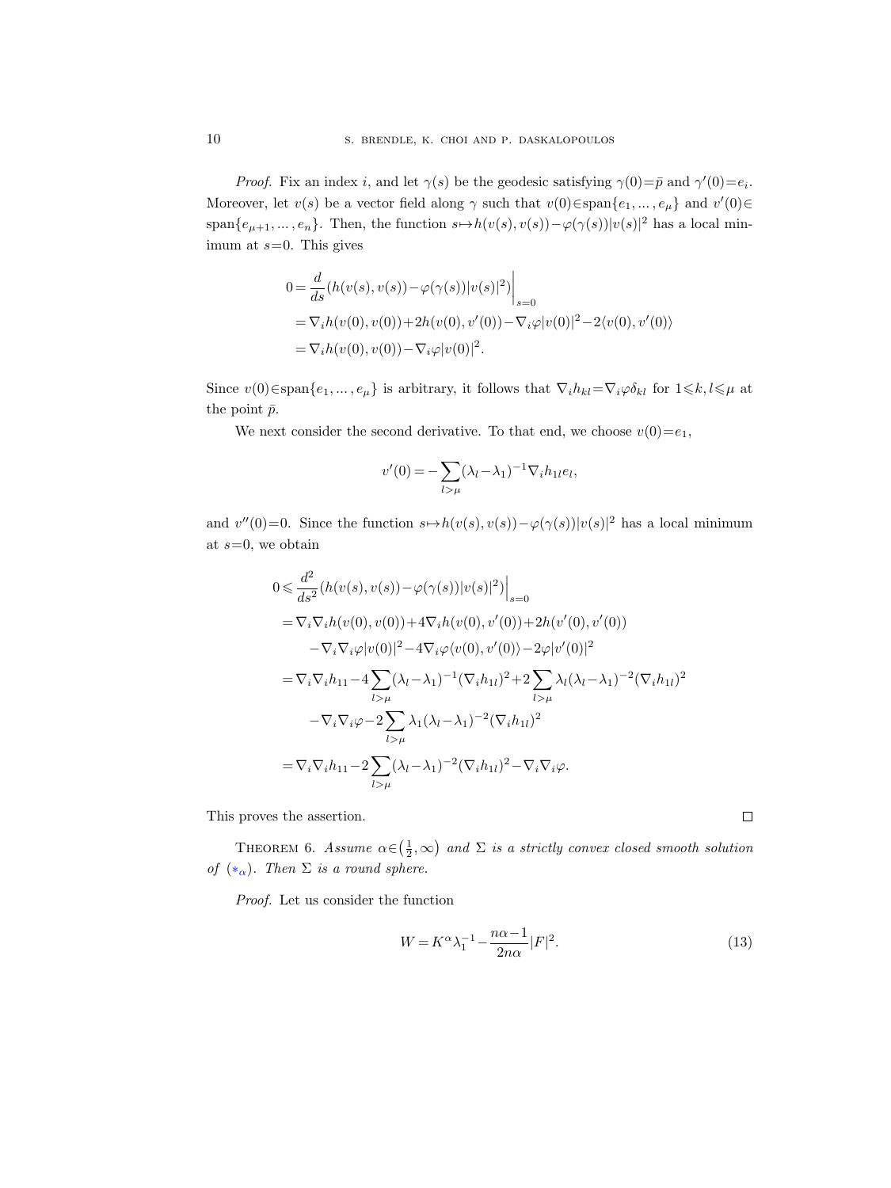*Proof.* Fix an index $i$, and let $\gamma(s)$ be the geodesic satisfying $\gamma(0)=\bar{p}$ and $\gamma'(0)=e_i$. Moreover, let $v(s)$ be a vector field along $\gamma$ such that $v(0)\in\mathrm{span}\{e_1,\ldots,e_\mu\}$ and $v'(0)\in\mathrm{span}\{e_{\mu+1},\ldots,e_n\}$. Then, the function $s\mapsto h(v(s),v(s))-\varphi(\gamma(s))|v(s)|^2$ has a local minimum at $s=0$. This gives

$$
\begin{aligned}
0&=\frac{d}{ds}(h(v(s),v(s))-\varphi(\gamma(s))|v(s)|^2)\Big|_{s=0}\\
&=\nabla_i h(v(0),v(0))+2h(v(0),v'(0))-\nabla_i\varphi|v(0)|^2-2\langle v(0),v'(0)\rangle\\
&=\nabla_i h(v(0),v(0))-\nabla_i\varphi|v(0)|^2.
\end{aligned}
$$

Since $v(0)\in\mathrm{span}\{e_1,\ldots,e_\mu\}$ is arbitrary, it follows that $\nabla_i h_{kl}=\nabla_i\varphi\delta_{kl}$ for $1\leqslant k,l\leqslant\mu$ at the point $\bar{p}$.

We next consider the second derivative. To that end, we choose $v(0)=e_1$,

$$
v'(0)=-\sum_{l>\mu}(\lambda_l-\lambda_1)^{-1}\nabla_i h_{1l}e_l,
$$

and $v''(0)=0$. Since the function $s\mapsto h(v(s),v(s))-\varphi(\gamma(s))|v(s)|^2$ has a local minimum at $s=0$, we obtain

$$
\begin{aligned}
0&\leqslant\frac{d^2}{ds^2}(h(v(s),v(s))-\varphi(\gamma(s))|v(s)|^2)\Big|_{s=0}\\
&=\nabla_i\nabla_i h(v(0),v(0))+4\nabla_i h(v(0),v'(0))+2h(v'(0),v'(0))\\
&\quad-\nabla_i\nabla_i\varphi|v(0)|^2-4\nabla_i\varphi\langle v(0),v'(0)\rangle-2\varphi|v'(0)|^2\\
&=\nabla_i\nabla_i h_{11}-4\sum_{l>\mu}(\lambda_l-\lambda_1)^{-1}(\nabla_i h_{1l})^2+2\sum_{l>\mu}\lambda_l(\lambda_l-\lambda_1)^{-2}(\nabla_i h_{1l})^2\\
&\quad-\nabla_i\nabla_i\varphi-2\sum_{l>\mu}\lambda_1(\lambda_l-\lambda_1)^{-2}(\nabla_i h_{1l})^2\\
&=\nabla_i\nabla_i h_{11}-2\sum_{l>\mu}(\lambda_l-\lambda_1)^{-2}(\nabla_i h_{1l})^2-\nabla_i\nabla_i\varphi.
\end{aligned}
$$

This proves the assertion. □

**Theorem 6.** *Assume $\alpha\in\left(\frac{1}{2},\infty\right)$ and $\Sigma$ is a strictly convex closed smooth solution of $(*_\alpha)$. Then $\Sigma$ is a round sphere.*

*Proof.* Let us consider the function

$$
W=K^\alpha\lambda_1^{-1}-\frac{n\alpha-1}{2n\alpha}|F|^2. \tag{13}
$$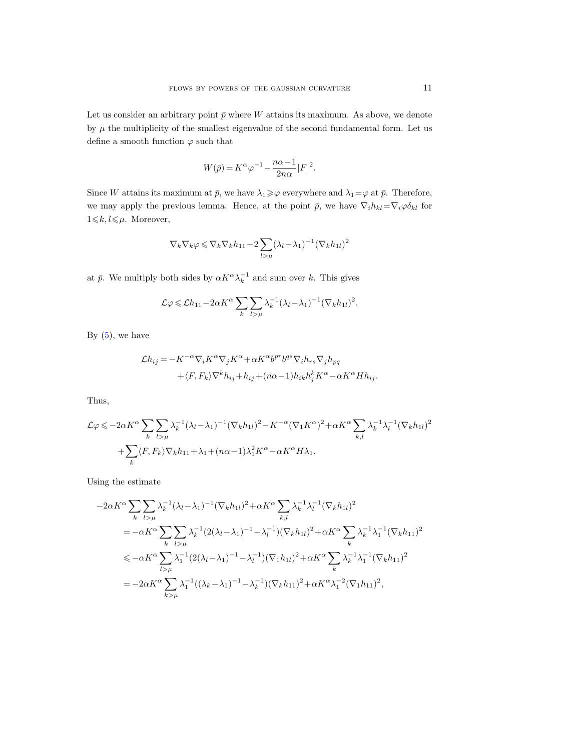Let us consider an arbitrary point $\bar{p}$ where $W$ attains its maximum. As above, we denote by $\mu$ the multiplicity of the smallest eigenvalue of the second fundamental form. Let us define a smooth function $\varphi$ such that

$$W(\bar{p}) = K^\alpha \varphi^{-1} - \frac{n\alpha - 1}{2n\alpha}|F|^2.$$

Since $W$ attains its maximum at $\bar{p}$, we have $\lambda_1 \geqslant \varphi$ everywhere and $\lambda_1 = \varphi$ at $\bar{p}$. Therefore, we may apply the previous lemma. Hence, at the point $\bar{p}$, we have $\nabla_i h_{kl} = \nabla_i \varphi \delta_{kl}$ for $1 \leqslant k, l \leqslant \mu$. Moreover,

$$\nabla_k \nabla_k \varphi \leqslant \nabla_k \nabla_k h_{11} - 2 \sum_{l > \mu} (\lambda_l - \lambda_1)^{-1} (\nabla_k h_{1l})^2$$

at $\bar{p}$. We multiply both sides by $\alpha K^\alpha \lambda_k^{-1}$ and sum over $k$. This gives

$$\mathcal{L}\varphi \leqslant \mathcal{L} h_{11} - 2\alpha K^\alpha \sum_k \sum_{l > \mu} \lambda_k^{-1} (\lambda_l - \lambda_1)^{-1} (\nabla_k h_{1l})^2.$$

By (5), we have

$$\begin{aligned}
\mathcal{L} h_{ij} = & -K^{-\alpha} \nabla_i K^\alpha \nabla_j K^\alpha + \alpha K^\alpha b^{pr} b^{qs} \nabla_i h_{rs} \nabla_j h_{pq} \\
& + \langle F, F_k \rangle \nabla^k h_{ij} + h_{ij} + (n\alpha - 1) h_{ik} h_j^k K^\alpha - \alpha K^\alpha H h_{ij}.
\end{aligned}$$

Thus,

$$\begin{aligned}
\mathcal{L}\varphi \leqslant & -2\alpha K^\alpha \sum_k \sum_{l > \mu} \lambda_k^{-1} (\lambda_l - \lambda_1)^{-1} (\nabla_k h_{1l})^2 - K^{-\alpha} (\nabla_1 K^\alpha)^2 + \alpha K^\alpha \sum_{k,l} \lambda_k^{-1} \lambda_l^{-1} (\nabla_k h_{1l})^2 \\
& + \sum_k \langle F, F_k \rangle \nabla_k h_{11} + \lambda_1 + (n\alpha - 1) \lambda_1^2 K^\alpha - \alpha K^\alpha H \lambda_1.
\end{aligned}$$

Using the estimate

$$\begin{aligned}
-2\alpha K^\alpha & \sum_k \sum_{l > \mu} \lambda_k^{-1} (\lambda_l - \lambda_1)^{-1} (\nabla_k h_{1l})^2 + \alpha K^\alpha \sum_{k,l} \lambda_k^{-1} \lambda_l^{-1} (\nabla_k h_{1l})^2 \\
& = -\alpha K^\alpha \sum_k \sum_{l > \mu} \lambda_k^{-1} (2(\lambda_l - \lambda_1)^{-1} - \lambda_l^{-1}) (\nabla_k h_{1l})^2 + \alpha K^\alpha \sum_k \lambda_k^{-1} \lambda_1^{-1} (\nabla_k h_{11})^2 \\
& \leqslant -\alpha K^\alpha \sum_{l > \mu} \lambda_1^{-1} (2(\lambda_l - \lambda_1)^{-1} - \lambda_l^{-1}) (\nabla_1 h_{1l})^2 + \alpha K^\alpha \sum_k \lambda_k^{-1} \lambda_1^{-1} (\nabla_k h_{11})^2 \\
& = -2\alpha K^\alpha \sum_{k > \mu} \lambda_1^{-1} ((\lambda_k - \lambda_1)^{-1} - \lambda_k^{-1}) (\nabla_k h_{11})^2 + \alpha K^\alpha \lambda_1^{-2} (\nabla_1 h_{11})^2,
\end{aligned}$$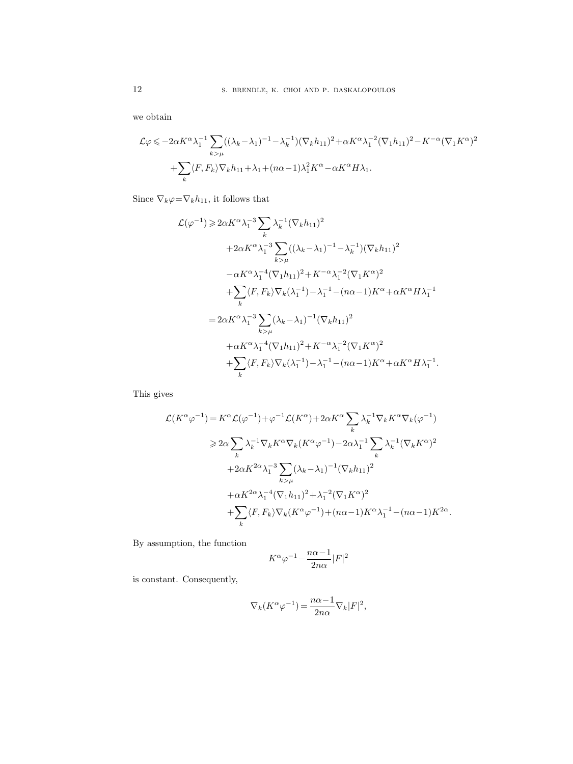we obtain

$$
\begin{aligned}
\mathcal{L}\varphi \leqslant & -2\alpha K^\alpha \lambda_1^{-1} \sum_{k>\mu} ((\lambda_k - \lambda_1)^{-1} - \lambda_k^{-1}) (\nabla_k h_{11})^2 + \alpha K^\alpha \lambda_1^{-2} (\nabla_1 h_{11})^2 - K^{-\alpha} (\nabla_1 K^\alpha)^2 \\
& + \sum_k \langle F, F_k \rangle \nabla_k h_{11} + \lambda_1 + (n\alpha - 1) \lambda_1^2 K^\alpha - \alpha K^\alpha H \lambda_1.
\end{aligned}
$$

Since $\nabla_k \varphi = \nabla_k h_{11}$, it follows that

$$
\begin{aligned}
\mathcal{L}(\varphi^{-1}) \geqslant & \, 2\alpha K^\alpha \lambda_1^{-3} \sum_k \lambda_k^{-1} (\nabla_k h_{11})^2 \\
& + 2\alpha K^\alpha \lambda_1^{-3} \sum_{k>\mu} ((\lambda_k - \lambda_1)^{-1} - \lambda_k^{-1}) (\nabla_k h_{11})^2 \\
& - \alpha K^\alpha \lambda_1^{-4} (\nabla_1 h_{11})^2 + K^{-\alpha} \lambda_1^{-2} (\nabla_1 K^\alpha)^2 \\
& + \sum_k \langle F, F_k \rangle \nabla_k (\lambda_1^{-1}) - \lambda_1^{-1} - (n\alpha - 1) K^\alpha + \alpha K^\alpha H \lambda_1^{-1} \\
= & \, 2\alpha K^\alpha \lambda_1^{-3} \sum_{k>\mu} (\lambda_k - \lambda_1)^{-1} (\nabla_k h_{11})^2 \\
& + \alpha K^\alpha \lambda_1^{-4} (\nabla_1 h_{11})^2 + K^{-\alpha} \lambda_1^{-2} (\nabla_1 K^\alpha)^2 \\
& + \sum_k \langle F, F_k \rangle \nabla_k (\lambda_1^{-1}) - \lambda_1^{-1} - (n\alpha - 1) K^\alpha + \alpha K^\alpha H \lambda_1^{-1}.
\end{aligned}
$$

This gives

$$
\begin{aligned}
\mathcal{L}(K^\alpha \varphi^{-1}) = & \, K^\alpha \mathcal{L}(\varphi^{-1}) + \varphi^{-1} \mathcal{L}(K^\alpha) + 2\alpha K^\alpha \sum_k \lambda_k^{-1} \nabla_k K^\alpha \nabla_k (\varphi^{-1}) \\
\geqslant & \, 2\alpha \sum_k \lambda_k^{-1} \nabla_k K^\alpha \nabla_k (K^\alpha \varphi^{-1}) - 2\alpha \lambda_1^{-1} \sum_k \lambda_k^{-1} (\nabla_k K^\alpha)^2 \\
& + 2\alpha K^{2\alpha} \lambda_1^{-3} \sum_{k>\mu} (\lambda_k - \lambda_1)^{-1} (\nabla_k h_{11})^2 \\
& + \alpha K^{2\alpha} \lambda_1^{-4} (\nabla_1 h_{11})^2 + \lambda_1^{-2} (\nabla_1 K^\alpha)^2 \\
& + \sum_k \langle F, F_k \rangle \nabla_k (K^\alpha \varphi^{-1}) + (n\alpha - 1) K^\alpha \lambda_1^{-1} - (n\alpha - 1) K^{2\alpha}.
\end{aligned}
$$

By assumption, the function

$$
K^\alpha \varphi^{-1} - \frac{n\alpha - 1}{2n\alpha} |F|^2
$$

is constant. Consequently,

$$
\nabla_k (K^\alpha \varphi^{-1}) = \frac{n\alpha - 1}{2n\alpha} \nabla_k |F|^2,
$$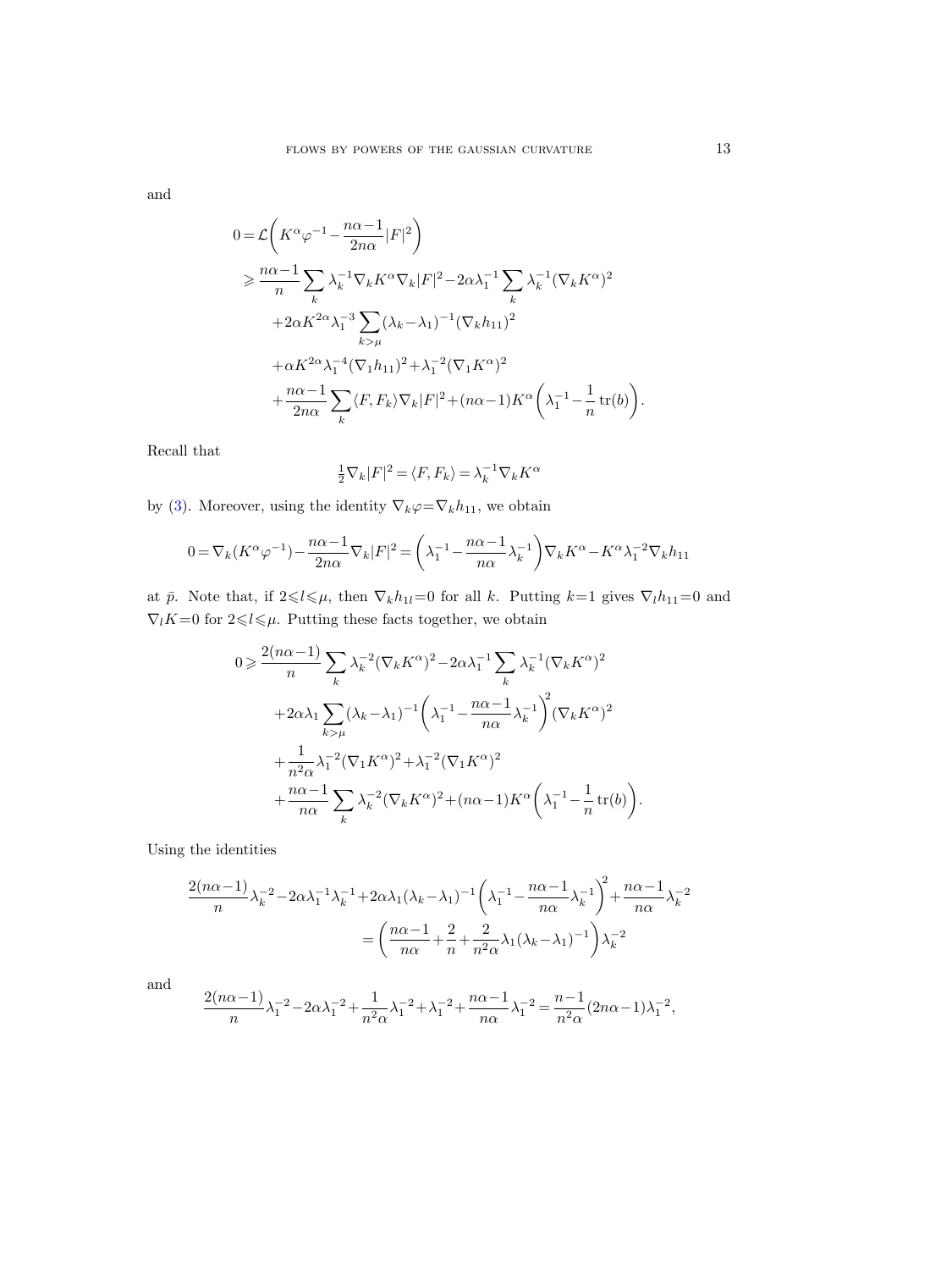and

$$
\begin{aligned}
0 &= \mathcal{L}\bigg(K^\alpha \varphi^{-1} - \frac{n\alpha-1}{2n\alpha}|F|^2\bigg) \\
&\geqslant \frac{n\alpha-1}{n}\sum_k \lambda_k^{-1}\nabla_k K^\alpha \nabla_k |F|^2 - 2\alpha\lambda_1^{-1}\sum_k \lambda_k^{-1}(\nabla_k K^\alpha)^2 \\
&\quad + 2\alpha K^{2\alpha}\lambda_1^{-3}\sum_{k>\mu}(\lambda_k-\lambda_1)^{-1}(\nabla_k h_{11})^2 \\
&\quad + \alpha K^{2\alpha}\lambda_1^{-4}(\nabla_1 h_{11})^2 + \lambda_1^{-2}(\nabla_1 K^\alpha)^2 \\
&\quad + \frac{n\alpha-1}{2n\alpha}\sum_k \langle F, F_k\rangle \nabla_k |F|^2 + (n\alpha-1)K^\alpha\bigg(\lambda_1^{-1} - \frac{1}{n}\operatorname{tr}(b)\bigg).
\end{aligned}
$$

Recall that

$$
\tfrac{1}{2}\nabla_k |F|^2 = \langle F, F_k\rangle = \lambda_k^{-1}\nabla_k K^\alpha
$$

by (3). Moreover, using the identity $\nabla_k \varphi = \nabla_k h_{11}$, we obtain

$$
0 = \nabla_k (K^\alpha \varphi^{-1}) - \frac{n\alpha-1}{2n\alpha}\nabla_k |F|^2 = \bigg(\lambda_1^{-1} - \frac{n\alpha-1}{n\alpha}\lambda_k^{-1}\bigg)\nabla_k K^\alpha - K^\alpha \lambda_1^{-2}\nabla_k h_{11}
$$

at $\bar{p}$. Note that, if $2 \leqslant l \leqslant \mu$, then $\nabla_k h_{1l} = 0$ for all $k$. Putting $k=1$ gives $\nabla_l h_{11} = 0$ and $\nabla_l K = 0$ for $2 \leqslant l \leqslant \mu$. Putting these facts together, we obtain

$$
\begin{aligned}
0 &\geqslant \frac{2(n\alpha-1)}{n}\sum_k \lambda_k^{-2}(\nabla_k K^\alpha)^2 - 2\alpha\lambda_1^{-1}\sum_k \lambda_k^{-1}(\nabla_k K^\alpha)^2 \\
&\quad + 2\alpha\lambda_1 \sum_{k>\mu}(\lambda_k-\lambda_1)^{-1}\bigg(\lambda_1^{-1} - \frac{n\alpha-1}{n\alpha}\lambda_k^{-1}\bigg)^2(\nabla_k K^\alpha)^2 \\
&\quad + \frac{1}{n^2\alpha}\lambda_1^{-2}(\nabla_1 K^\alpha)^2 + \lambda_1^{-2}(\nabla_1 K^\alpha)^2 \\
&\quad + \frac{n\alpha-1}{n\alpha}\sum_k \lambda_k^{-2}(\nabla_k K^\alpha)^2 + (n\alpha-1)K^\alpha\bigg(\lambda_1^{-1} - \frac{1}{n}\operatorname{tr}(b)\bigg).
\end{aligned}
$$

Using the identities

$$
\begin{aligned}
\frac{2(n\alpha-1)}{n}\lambda_k^{-2} - 2\alpha\lambda_1^{-1}\lambda_k^{-1} + 2\alpha\lambda_1(\lambda_k-\lambda_1)^{-1}\bigg(\lambda_1^{-1} - \frac{n\alpha-1}{n\alpha}\lambda_k^{-1}\bigg)^2 + \frac{n\alpha-1}{n\alpha}\lambda_k^{-2} \\
= \bigg(\frac{n\alpha-1}{n\alpha} + \frac{2}{n} + \frac{2}{n^2\alpha}\lambda_1(\lambda_k-\lambda_1)^{-1}\bigg)\lambda_k^{-2}
\end{aligned}
$$

and

$$
\frac{2(n\alpha-1)}{n}\lambda_1^{-2} - 2\alpha\lambda_1^{-2} + \frac{1}{n^2\alpha}\lambda_1^{-2} + \lambda_1^{-2} + \frac{n\alpha-1}{n\alpha}\lambda_1^{-2} = \frac{n-1}{n^2\alpha}(2n\alpha-1)\lambda_1^{-2},
$$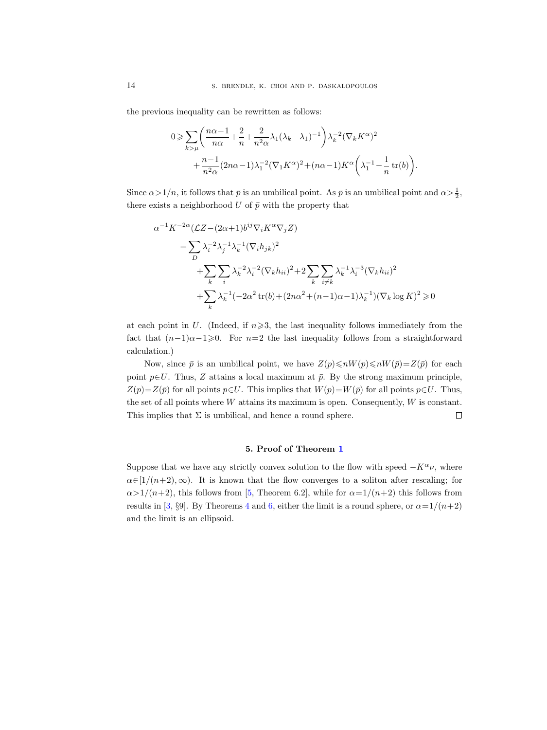the previous inequality can be rewritten as follows:

$$0 \geqslant \sum_{k>\mu} \bigg( \frac{n\alpha-1}{n\alpha} + \frac{2}{n} + \frac{2}{n^2\alpha} \lambda_1 (\lambda_k - \lambda_1)^{-1} \bigg) \lambda_k^{-2} (\nabla_k K^\alpha)^2 + \frac{n-1}{n^2\alpha} (2n\alpha - 1) \lambda_1^{-2} (\nabla_1 K^\alpha)^2 + (n\alpha-1) K^\alpha \bigg( \lambda_1^{-1} - \frac{1}{n} \operatorname{tr}(b) \bigg).$$

Since $\alpha > 1/n$, it follows that $\bar{p}$ is an umbilical point. As $\bar{p}$ is an umbilical point and $\alpha > \frac{1}{2}$, there exists a neighborhood $U$ of $\bar{p}$ with the property that

$$\begin{aligned}
&\alpha^{-1} K^{-2\alpha} (\mathcal{L}Z - (2\alpha+1) b^{ij} \nabla_i K^\alpha \nabla_j Z) \\
&\quad = \sum_D \lambda_i^{-2} \lambda_j^{-1} \lambda_k^{-1} (\nabla_i h_{jk})^2 \\
&\qquad + \sum_k \sum_i \lambda_k^{-2} \lambda_i^{-2} (\nabla_k h_{ii})^2 + 2 \sum_k \sum_{i \neq k} \lambda_k^{-1} \lambda_i^{-3} (\nabla_k h_{ii})^2 \\
&\qquad + \sum_k \lambda_k^{-1} (-2\alpha^2 \operatorname{tr}(b) + (2n\alpha^2 + (n-1)\alpha - 1) \lambda_k^{-1}) (\nabla_k \log K)^2 \geqslant 0
\end{aligned}$$

at each point in $U$. (Indeed, if $n \geqslant 3$, the last inequality follows immediately from the fact that $(n-1)\alpha - 1 \geqslant 0$. For $n=2$ the last inequality follows from a straightforward calculation.)

Now, since $\bar{p}$ is an umbilical point, we have $Z(p) \leqslant nW(p) \leqslant nW(\bar{p}) = Z(\bar{p})$ for each point $p \in U$. Thus, $Z$ attains a local maximum at $\bar{p}$. By the strong maximum principle, $Z(p) = Z(\bar{p})$ for all points $p \in U$. This implies that $W(p) = W(\bar{p})$ for all points $p \in U$. Thus, the set of all points where $W$ attains its maximum is open. Consequently, $W$ is constant. This implies that $\Sigma$ is umbilical, and hence a round sphere. □

## 5. Proof of Theorem 1

Suppose that we have any strictly convex solution to the flow with speed $-K^\alpha \nu$, where $\alpha \in [1/(n+2), \infty)$. It is known that the flow converges to a soliton after rescaling; for $\alpha > 1/(n+2)$, this follows from [5, Theorem 6.2], while for $\alpha = 1/(n+2)$ this follows from results in [3, §9]. By Theorems 4 and 6, either the limit is a round sphere, or $\alpha = 1/(n+2)$ and the limit is an ellipsoid.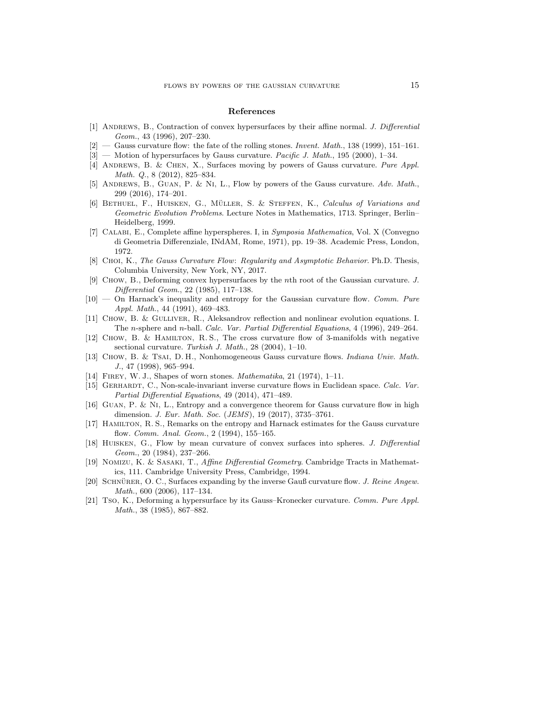## References

[1] Andrews, B., Contraction of convex hypersurfaces by their affine normal. *J. Differential Geom.*, 43 (1996), 207–230.

[2] — Gauss curvature flow: the fate of the rolling stones. *Invent. Math.*, 138 (1999), 151–161.

[3] — Motion of hypersurfaces by Gauss curvature. *Pacific J. Math.*, 195 (2000), 1–34.

[4] Andrews, B. & Chen, X., Surfaces moving by powers of Gauss curvature. *Pure Appl. Math. Q.*, 8 (2012), 825–834.

[5] Andrews, B., Guan, P. & Ni, L., Flow by powers of the Gauss curvature. *Adv. Math.*, 299 (2016), 174–201.

[6] Bethuel, F., Huisken, G., Müller, S. & Steffen, K., *Calculus of Variations and Geometric Evolution Problems*. Lecture Notes in Mathematics, 1713. Springer, Berlin–Heidelberg, 1999.

[7] Calabi, E., Complete affine hyperspheres. I, in *Symposia Mathematica*, Vol. X (Convegno di Geometria Differenziale, INdAM, Rome, 1971), pp. 19–38. Academic Press, London, 1972.

[8] Choi, K., *The Gauss Curvature Flow: Regularity and Asymptotic Behavior*. Ph.D. Thesis, Columbia University, New York, NY, 2017.

[9] Chow, B., Deforming convex hypersurfaces by the $n$th root of the Gaussian curvature. *J. Differential Geom.*, 22 (1985), 117–138.

[10] — On Harnack's inequality and entropy for the Gaussian curvature flow. *Comm. Pure Appl. Math.*, 44 (1991), 469–483.

[11] Chow, B. & Gulliver, R., Aleksandrov reflection and nonlinear evolution equations. I. The $n$-sphere and $n$-ball. *Calc. Var. Partial Differential Equations*, 4 (1996), 249–264.

[12] Chow, B. & Hamilton, R. S., The cross curvature flow of 3-manifolds with negative sectional curvature. *Turkish J. Math.*, 28 (2004), 1–10.

[13] Chow, B. & Tsai, D. H., Nonhomogeneous Gauss curvature flows. *Indiana Univ. Math. J.*, 47 (1998), 965–994.

[14] Firey, W. J., Shapes of worn stones. *Mathematika*, 21 (1974), 1–11.

[15] Gerhardt, C., Non-scale-invariant inverse curvature flows in Euclidean space. *Calc. Var. Partial Differential Equations*, 49 (2014), 471–489.

[16] Guan, P. & Ni, L., Entropy and a convergence theorem for Gauss curvature flow in high dimension. *J. Eur. Math. Soc. (JEMS)*, 19 (2017), 3735–3761.

[17] Hamilton, R. S., Remarks on the entropy and Harnack estimates for the Gauss curvature flow. *Comm. Anal. Geom.*, 2 (1994), 155–165.

[18] Huisken, G., Flow by mean curvature of convex surfaces into spheres. *J. Differential Geom.*, 20 (1984), 237–266.

[19] Nomizu, K. & Sasaki, T., *Affine Differential Geometry*. Cambridge Tracts in Mathematics, 111. Cambridge University Press, Cambridge, 1994.

[20] Schnürer, O. C., Surfaces expanding by the inverse Gauß curvature flow. *J. Reine Angew. Math.*, 600 (2006), 117–134.

[21] Tso, K., Deforming a hypersurface by its Gauss–Kronecker curvature. *Comm. Pure Appl. Math.*, 38 (1985), 867–882.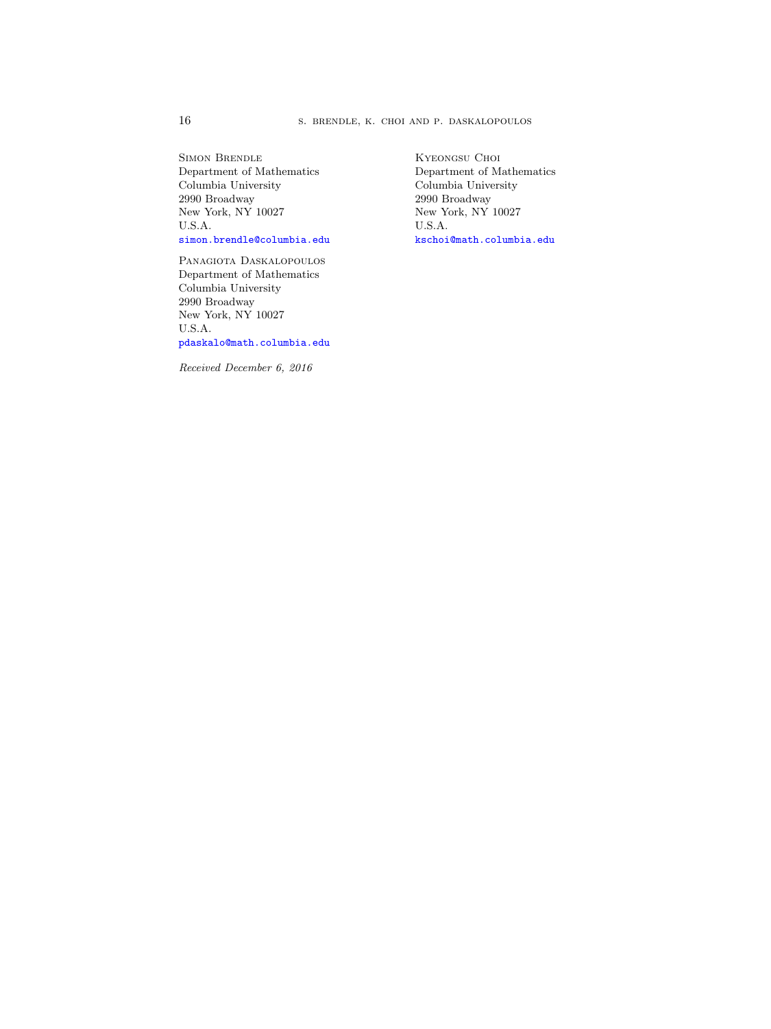Simon Brendle
Department of Mathematics
Columbia University
2990 Broadway
New York, NY 10027
U.S.A.
simon.brendle@columbia.edu

Kyeongsu Choi
Department of Mathematics
Columbia University
2990 Broadway
New York, NY 10027
U.S.A.
kschoi@math.columbia.edu

Panagiota Daskalopoulos
Department of Mathematics
Columbia University
2990 Broadway
New York, NY 10027
U.S.A.
pdaskalo@math.columbia.edu

*Received December 6, 2016*